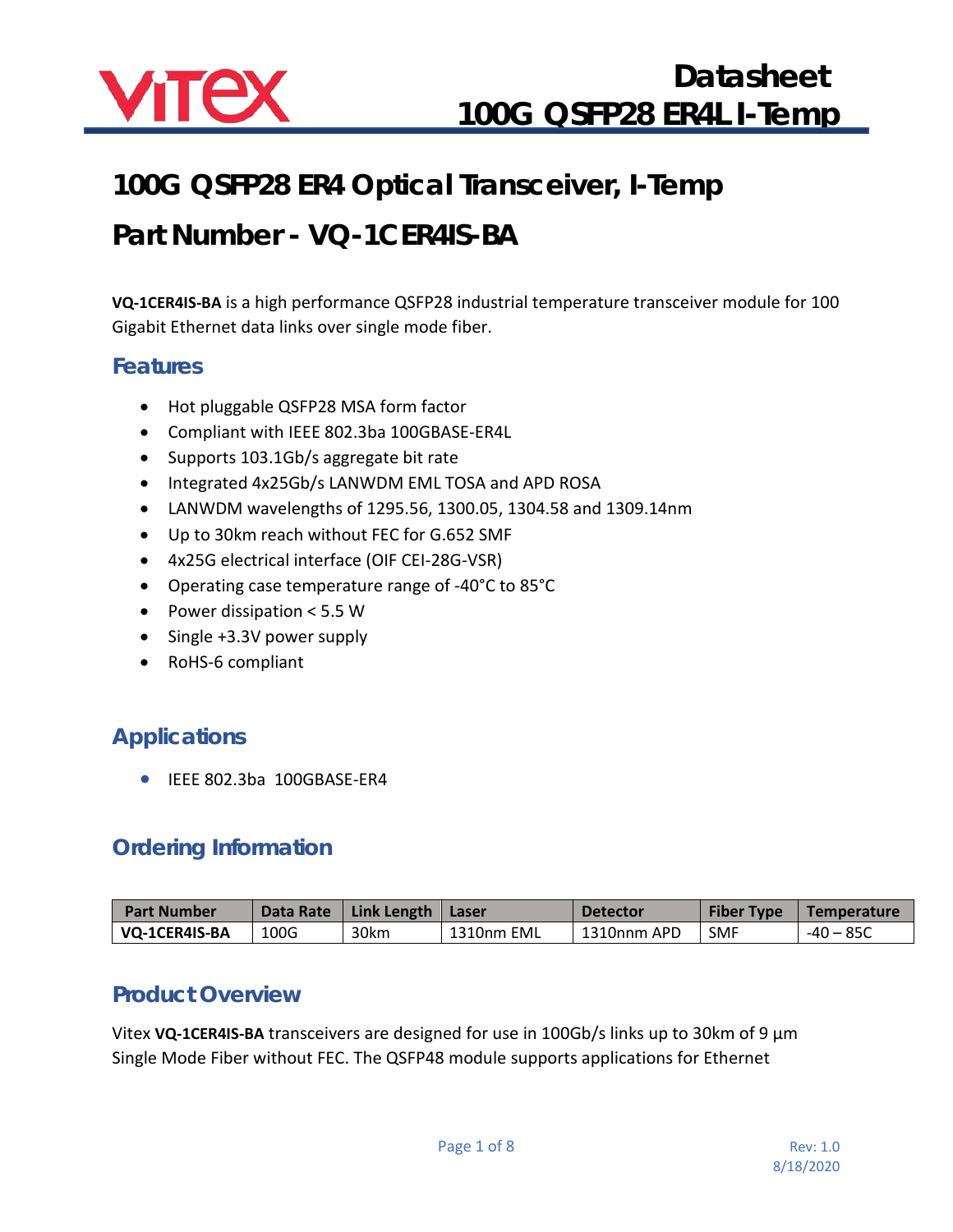# 100G QSFP28 ER4 Optical Transceiver, I-Temp

# Part Number - VQ-1CER4IS-BA

**VQ-1CER4IS-BA** is a high performance QSFP28 industrial temperature transceiver module for 100 Gigabit Ethernet data links over single mode fiber.

## Features

- Hot pluggable QSFP28 MSA form factor
- Compliant with IEEE 802.3ba 100GBASE-ER4L
- Supports 103.1Gb/s aggregate bit rate
- Integrated 4x25Gb/s LANWDM EML TOSA and APD ROSA
- LANWDM wavelengths of 1295.56, 1300.05, 1304.58 and 1309.14nm
- Up to 30km reach without FEC for G.652 SMF
- 4x25G electrical interface (OIF CEI-28G-VSR)
- Operating case temperature range of -40°C to 85°C
- Power dissipation < 5.5 W
- Single +3.3V power supply
- RoHS-6 compliant

## Applications

- IEEE 802.3ba 100GBASE-ER4

## Ordering Information

| Part Number | Data Rate | Link Length | Laser | Detector | Fiber Type | Temperature |
|---|---|---|---|---|---|---|
| **VQ-1CER4IS-BA** | 100G | 30km | 1310nm EML | 1310nnm APD | SMF | -40 – 85C |

## Product Overview

Vitex **VQ-1CER4IS-BA** transceivers are designed for use in 100Gb/s links up to 30km of 9 µm Single Mode Fiber without FEC. The QSFP48 module supports applications for Ethernet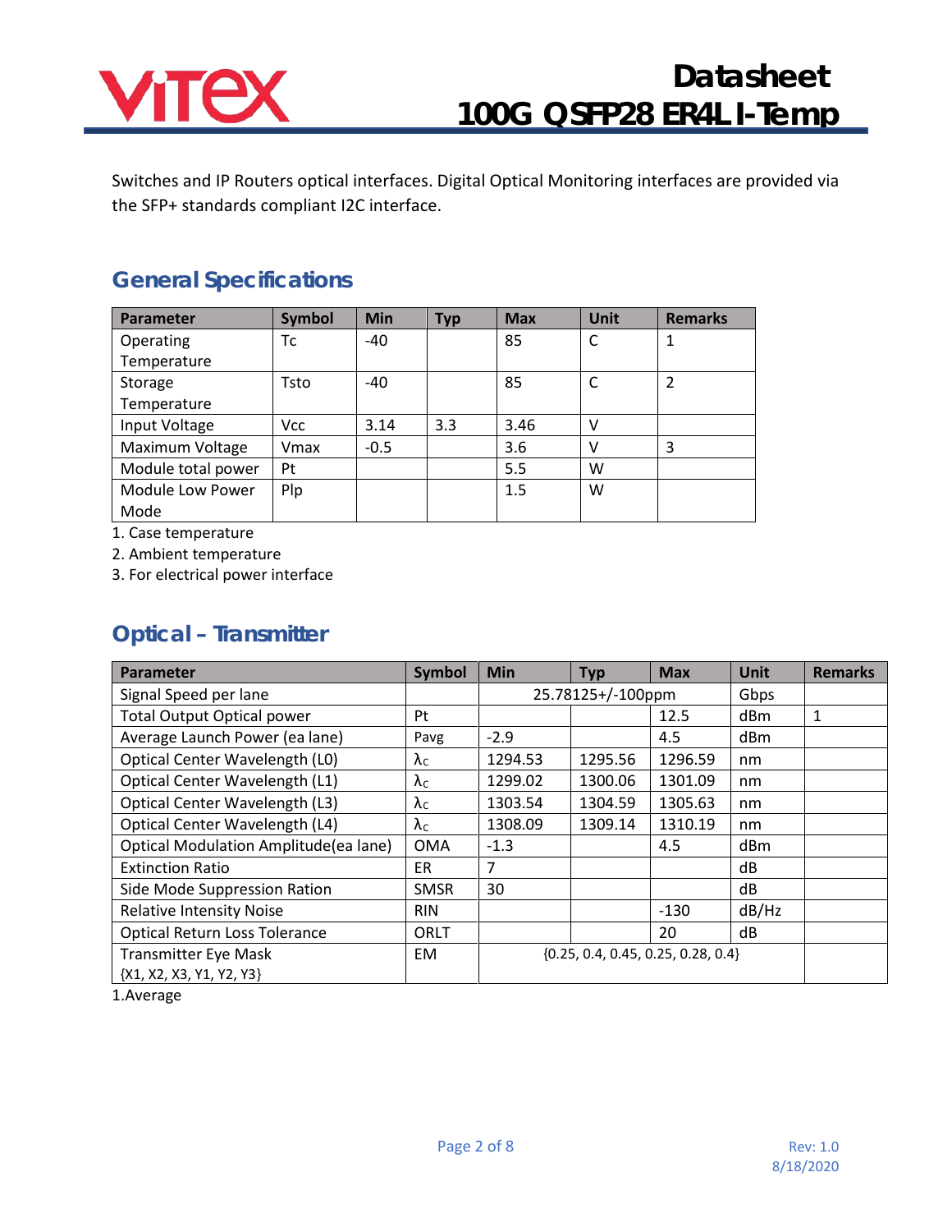Switches and IP Routers optical interfaces. Digital Optical Monitoring interfaces are provided via the SFP+ standards compliant I2C interface.

## General Specifications

| Parameter | Symbol | Min | Typ | Max | Unit | Remarks |
|---|---|---|---|---|---|---|
| Operating Temperature | Tc | -40 | | 85 | C | 1 |
| Storage Temperature | Tsto | -40 | | 85 | C | 2 |
| Input Voltage | Vcc | 3.14 | 3.3 | 3.46 | V | |
| Maximum Voltage | Vmax | -0.5 | | 3.6 | V | 3 |
| Module total power | Pt | | | 5.5 | W | |
| Module Low Power Mode | Plp | | | 1.5 | W | |

1. Case temperature
2. Ambient temperature
3. For electrical power interface

## Optical – Transmitter

| Parameter | Symbol | Min | Typ | Max | Unit | Remarks |
|---|---|---|---|---|---|---|
| Signal Speed per lane | | 25.78125+/-100ppm | | | Gbps | |
| Total Output Optical power | Pt | | | 12.5 | dBm | 1 |
| Average Launch Power (ea lane) | Pavg | -2.9 | | 4.5 | dBm | |
| Optical Center Wavelength (L0) | λc | 1294.53 | 1295.56 | 1296.59 | nm | |
| Optical Center Wavelength (L1) | λc | 1299.02 | 1300.06 | 1301.09 | nm | |
| Optical Center Wavelength (L3) | λc | 1303.54 | 1304.59 | 1305.63 | nm | |
| Optical Center Wavelength (L4) | λc | 1308.09 | 1309.14 | 1310.19 | nm | |
| Optical Modulation Amplitude(ea lane) | OMA | -1.3 | | 4.5 | dBm | |
| Extinction Ratio | ER | 7 | | | dB | |
| Side Mode Suppression Ration | SMSR | 30 | | | dB | |
| Relative Intensity Noise | RIN | | | -130 | dB/Hz | |
| Optical Return Loss Tolerance | ORLT | | | 20 | dB | |
| Transmitter Eye Mask {X1, X2, X3, Y1, Y2, Y3} | EM | {0.25, 0.4, 0.45, 0.25, 0.28, 0.4} | | | | |

1.Average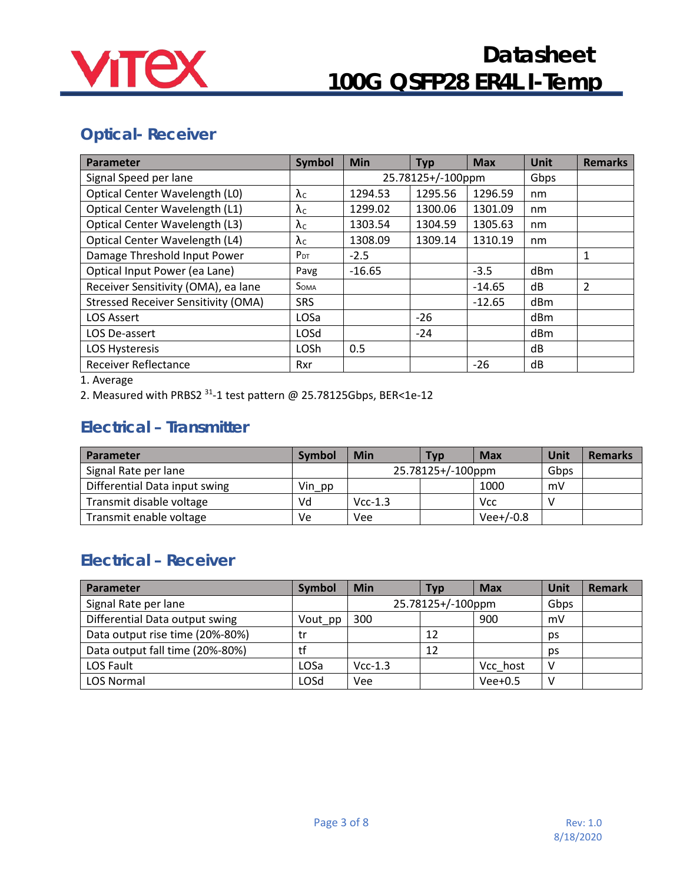## Optical- Receiver

| Parameter | Symbol | Min | Typ | Max | Unit | Remarks |
|---|---|---|---|---|---|---|
| Signal Speed per lane | | 25.78125+/-100ppm | | | Gbps | |
| Optical Center Wavelength (L0) | $\lambda_C$ | 1294.53 | 1295.56 | 1296.59 | nm | |
| Optical Center Wavelength (L1) | $\lambda_C$ | 1299.02 | 1300.06 | 1301.09 | nm | |
| Optical Center Wavelength (L3) | $\lambda_C$ | 1303.54 | 1304.59 | 1305.63 | nm | |
| Optical Center Wavelength (L4) | $\lambda_C$ | 1308.09 | 1309.14 | 1310.19 | nm | |
| Damage Threshold Input Power | $P_{DT}$ | -2.5 | | | | 1 |
| Optical Input Power (ea Lane) | Pavg | -16.65 | | -3.5 | dBm | |
| Receiver Sensitivity (OMA), ea lane | $S_{OMA}$ | | | -14.65 | dB | 2 |
| Stressed Receiver Sensitivity (OMA) | SRS | | | -12.65 | dBm | |
| LOS Assert | LOSa | | -26 | | dBm | |
| LOS De-assert | LOSd | | -24 | | dBm | |
| LOS Hysteresis | LOSh | 0.5 | | | dB | |
| Receiver Reflectance | Rxr | | | -26 | dB | |

1. Average
2. Measured with PRBS2 $^{31}$-1 test pattern @ 25.78125Gbps, BER<1e-12

## Electrical – Transmitter

| Parameter | Symbol | Min | Typ | Max | Unit | Remarks |
|---|---|---|---|---|---|---|
| Signal Rate per lane | | 25.78125+/-100ppm | | | Gbps | |
| Differential Data input swing | Vin_pp | | | 1000 | mV | |
| Transmit disable voltage | Vd | Vcc-1.3 | | Vcc | V | |
| Transmit enable voltage | Ve | Vee | | Vee+/-0.8 | | |

## Electrical – Receiver

| Parameter | Symbol | Min | Typ | Max | Unit | Remark |
|---|---|---|---|---|---|---|
| Signal Rate per lane | | 25.78125+/-100ppm | | | Gbps | |
| Differential Data output swing | Vout_pp | 300 | | 900 | mV | |
| Data output rise time (20%-80%) | tr | | 12 | | ps | |
| Data output fall time (20%-80%) | tf | | 12 | | ps | |
| LOS Fault | LOSa | Vcc-1.3 | | Vcc_host | V | |
| LOS Normal | LOSd | Vee | | Vee+0.5 | V | |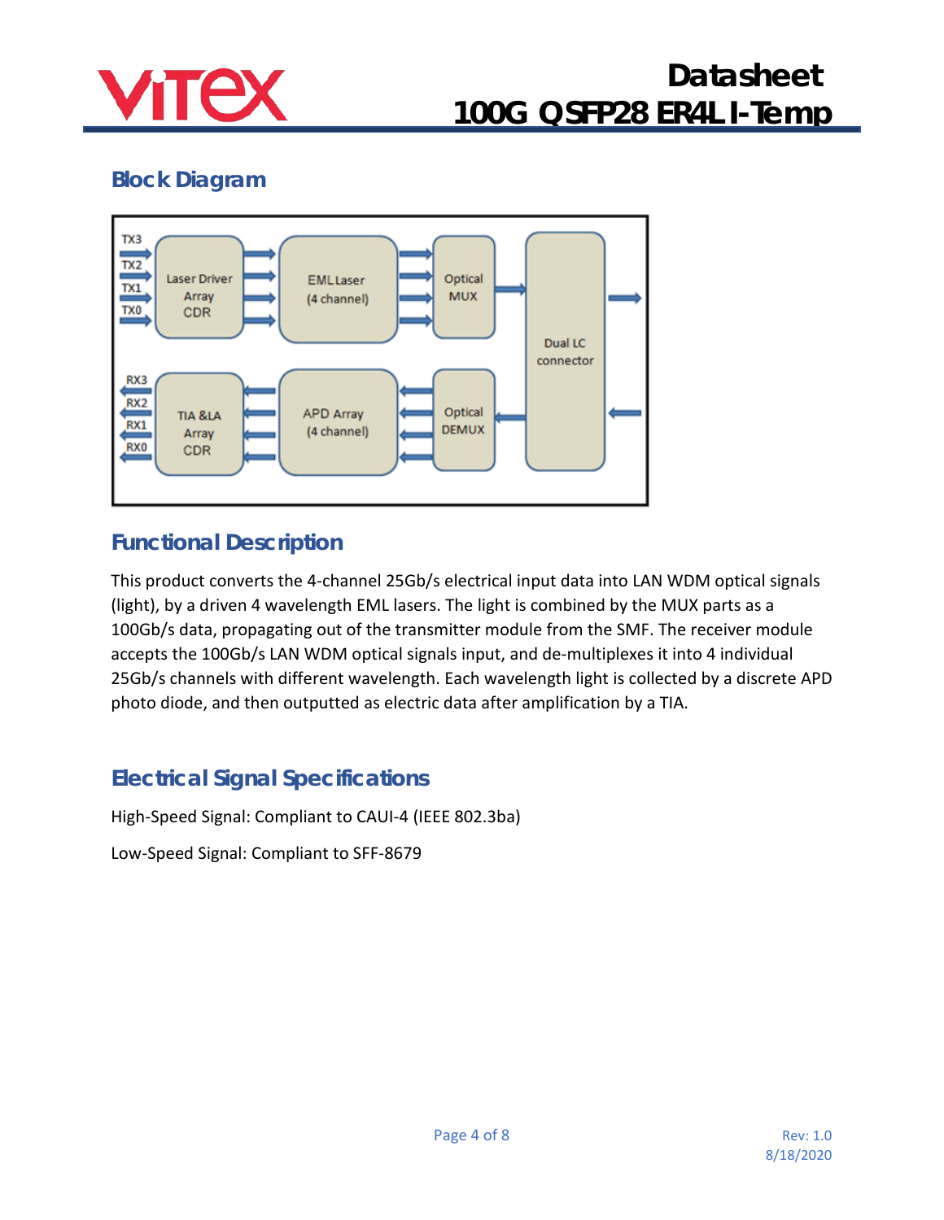## Block Diagram

## Functional Description

This product converts the 4-channel 25Gb/s electrical input data into LAN WDM optical signals (light), by a driven 4 wavelength EML lasers. The light is combined by the MUX parts as a 100Gb/s data, propagating out of the transmitter module from the SMF. The receiver module accepts the 100Gb/s LAN WDM optical signals input, and de-multiplexes it into 4 individual 25Gb/s channels with different wavelength. Each wavelength light is collected by a discrete APD photo diode, and then outputted as electric data after amplification by a TIA.

## Electrical Signal Specifications

High-Speed Signal: Compliant to CAUI-4 (IEEE 802.3ba)

Low-Speed Signal: Compliant to SFF-8679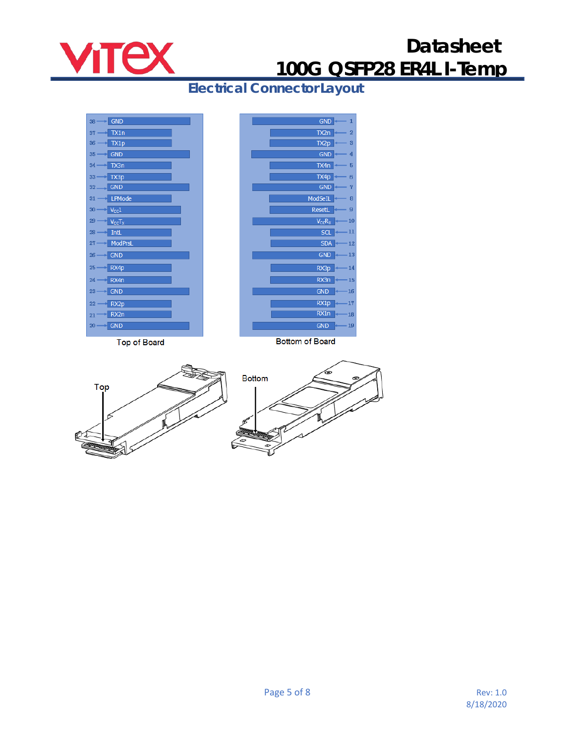## Electrical Connector Layout

| Pin | Top of Board |
|---|---|
| 38 | GND |
| 37 | TX1n |
| 36 | TX1p |
| 35 | GND |
| 34 | TX3n |
| 33 | TX3p |
| 32 | GND |
| 31 | LPMode |
| 30 | $V_{CC}1$ |
| 29 | $V_{CC}T_X$ |
| 28 | IntL |
| 27 | ModPrsL |
| 26 | GND |
| 25 | RX4p |
| 24 | RX4n |
| 23 | GND |
| 22 | RX2p |
| 21 | RX2n |
| 20 | GND |

| Pin | Bottom of Board |
|---|---|
| 1 | GND |
| 2 | TX2n |
| 3 | TX2p |
| 4 | GND |
| 5 | TX4n |
| 6 | TX4p |
| 7 | GND |
| 8 | ModSelL |
| 9 | ResetL |
| 10 | $V_{CC}R_X$ |
| 11 | SCL |
| 12 | SDA |
| 13 | GND |
| 14 | RX3p |
| 15 | RX3n |
| 16 | GND |
| 17 | RX1p |
| 18 | RX1n |
| 19 | GND |

Top of Board

Bottom of Board

Top

Bottom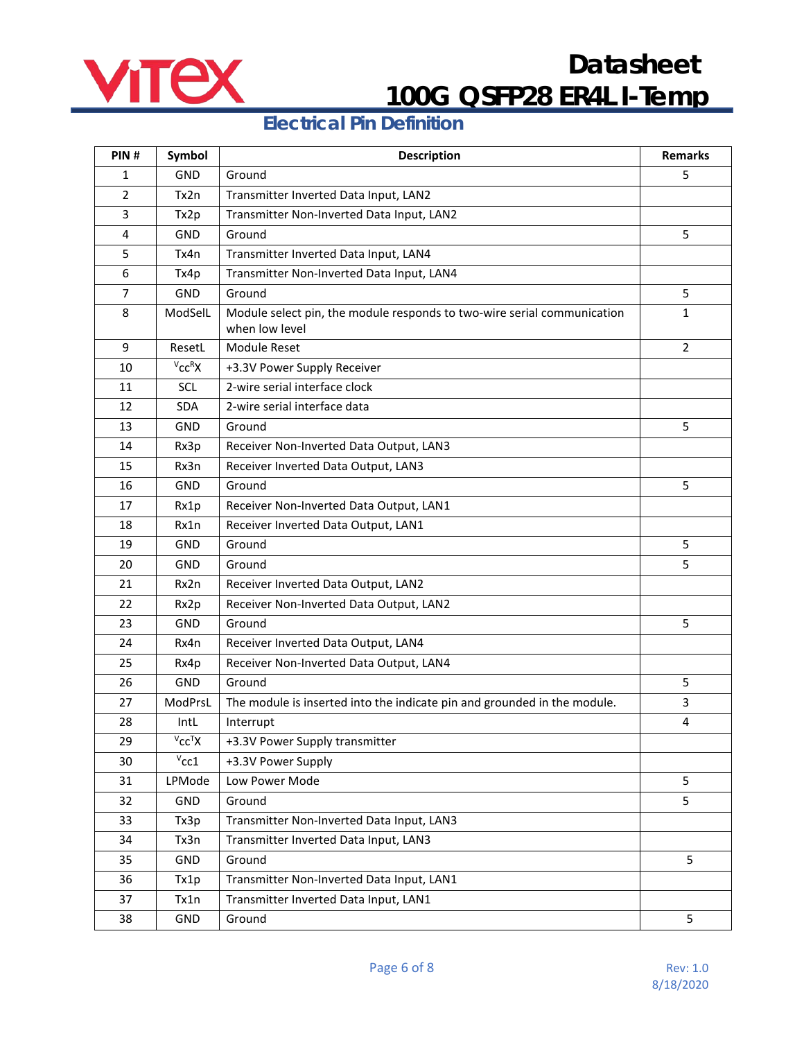## Electrical Pin Definition

| PIN # | Symbol | Description | Remarks |
|---|---|---|---|
| 1 | GND | Ground | 5 |
| 2 | Tx2n | Transmitter Inverted Data Input, LAN2 | |
| 3 | Tx2p | Transmitter Non-Inverted Data Input, LAN2 | |
| 4 | GND | Ground | 5 |
| 5 | Tx4n | Transmitter Inverted Data Input, LAN4 | |
| 6 | Tx4p | Transmitter Non-Inverted Data Input, LAN4 | |
| 7 | GND | Ground | 5 |
| 8 | ModSelL | Module select pin, the module responds to two-wire serial communication when low level | 1 |
| 9 | ResetL | Module Reset | 2 |
| 10 | $^{V}cc^{R}X$ | +3.3V Power Supply Receiver | |
| 11 | SCL | 2-wire serial interface clock | |
| 12 | SDA | 2-wire serial interface data | |
| 13 | GND | Ground | 5 |
| 14 | Rx3p | Receiver Non-Inverted Data Output, LAN3 | |
| 15 | Rx3n | Receiver Inverted Data Output, LAN3 | |
| 16 | GND | Ground | 5 |
| 17 | Rx1p | Receiver Non-Inverted Data Output, LAN1 | |
| 18 | Rx1n | Receiver Inverted Data Output, LAN1 | |
| 19 | GND | Ground | 5 |
| 20 | GND | Ground | 5 |
| 21 | Rx2n | Receiver Inverted Data Output, LAN2 | |
| 22 | Rx2p | Receiver Non-Inverted Data Output, LAN2 | |
| 23 | GND | Ground | 5 |
| 24 | Rx4n | Receiver Inverted Data Output, LAN4 | |
| 25 | Rx4p | Receiver Non-Inverted Data Output, LAN4 | |
| 26 | GND | Ground | 5 |
| 27 | ModPrsL | The module is inserted into the indicate pin and grounded in the module. | 3 |
| 28 | IntL | Interrupt | 4 |
| 29 | $^{V}cc^{T}X$ | +3.3V Power Supply transmitter | |
| 30 | $^{V}cc1$ | +3.3V Power Supply | |
| 31 | LPMode | Low Power Mode | 5 |
| 32 | GND | Ground | 5 |
| 33 | Tx3p | Transmitter Non-Inverted Data Input, LAN3 | |
| 34 | Tx3n | Transmitter Inverted Data Input, LAN3 | |
| 35 | GND | Ground | 5 |
| 36 | Tx1p | Transmitter Non-Inverted Data Input, LAN1 | |
| 37 | Tx1n | Transmitter Inverted Data Input, LAN1 | |
| 38 | GND | Ground | 5 |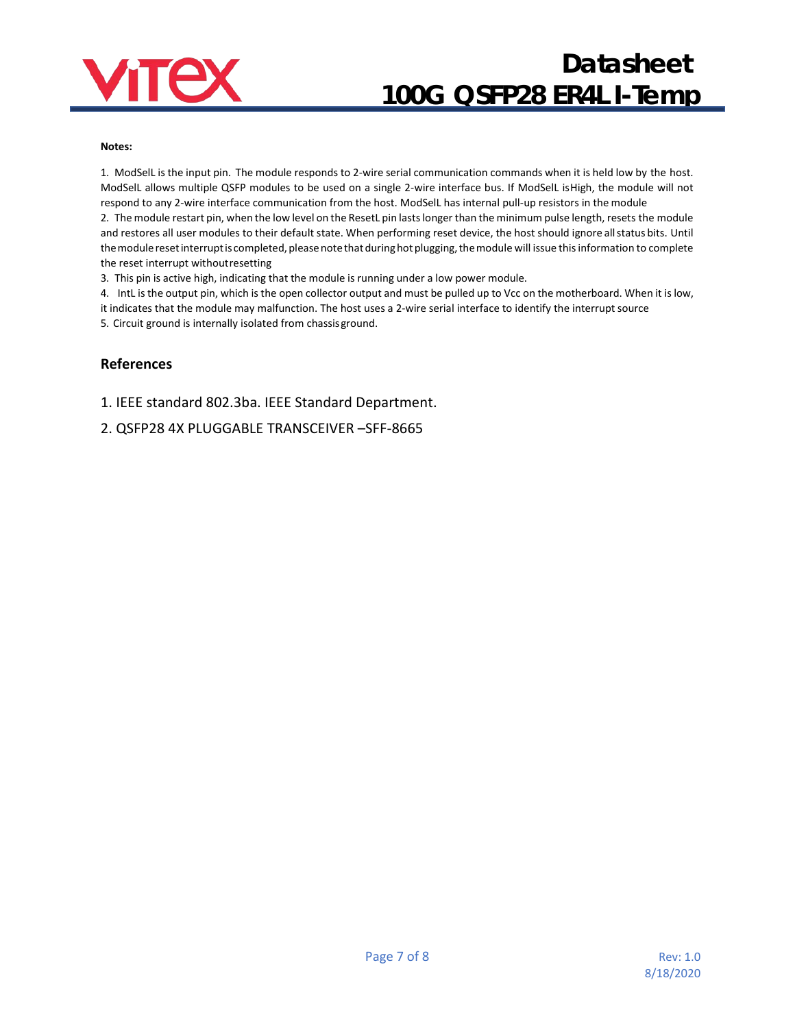**Notes:**

1. ModSelL is the input pin. The module responds to 2-wire serial communication commands when it is held low by the host. ModSelL allows multiple QSFP modules to be used on a single 2-wire interface bus. If ModSelL isHigh, the module will not respond to any 2-wire interface communication from the host. ModSelL has internal pull-up resistors in the module
2. The module restart pin, when the low level on the ResetL pin lasts longer than the minimum pulse length, resets the module and restores all user modules to their default state. When performing reset device, the host should ignore all status bits. Until the module reset interrupt is completed, please note that during hot plugging, the module will issue this information to complete the reset interrupt withoutresetting
3. This pin is active high, indicating that the module is running under a low power module.
4. IntL is the output pin, which is the open collector output and must be pulled up to Vcc on the motherboard. When it is low, it indicates that the module may malfunction. The host uses a 2-wire serial interface to identify the interrupt source
5. Circuit ground is internally isolated from chassisground.

## References

1. IEEE standard 802.3ba. IEEE Standard Department.
2. QSFP28 4X PLUGGABLE TRANSCEIVER –SFF-8665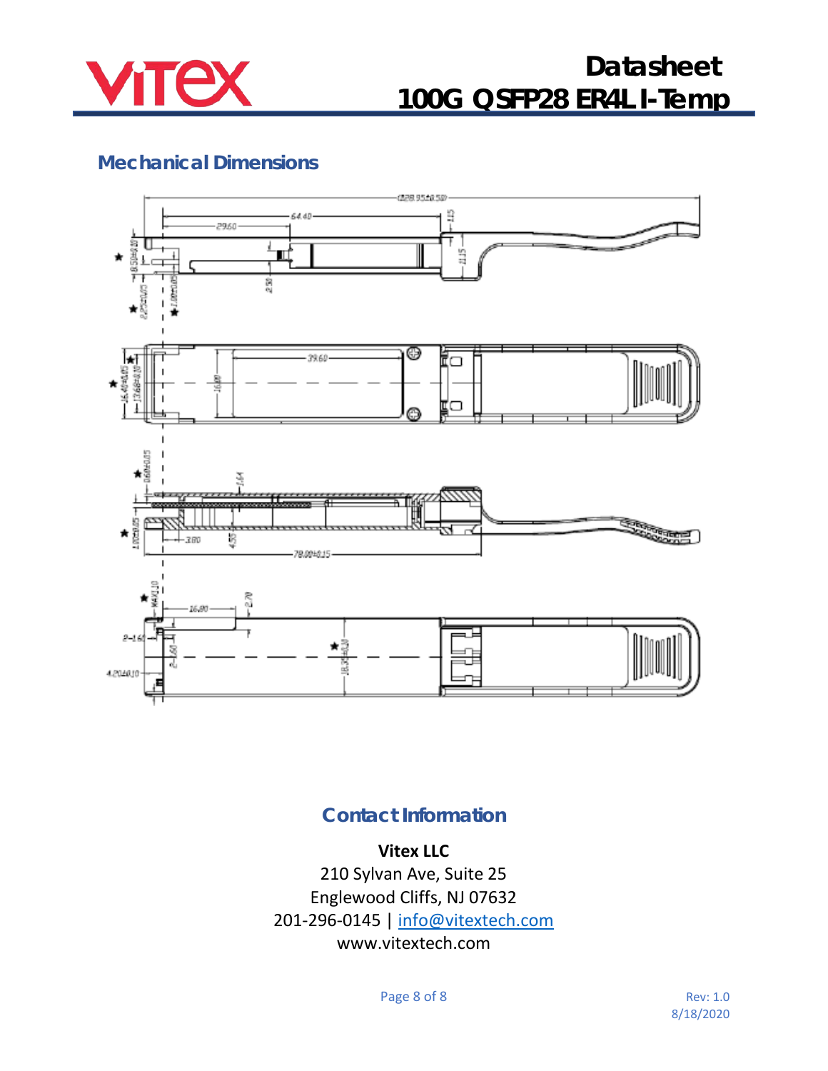## Mechanical Dimensions

(128.95±0.50)
64.40
29.60
1.15
11.15
8.50±0.10
2.50
2.25±0.03
1.00±0.05
39.60
16.00
16.40±0.05
13.68±0.10
0.60±0.05
1.64
1.00±0.05
3.80
4.55
78.00±0.15
MAX1.10
16.80
2.70
2-1.60
2-1.60
4.20±0.10
18.35±0.10

## Contact Information

**Vitex LLC**
210 Sylvan Ave, Suite 25
Englewood Cliffs, NJ 07632
201-296-0145 | info@vitextech.com
www.vitextech.com

Rev: 1.0
8/18/2020